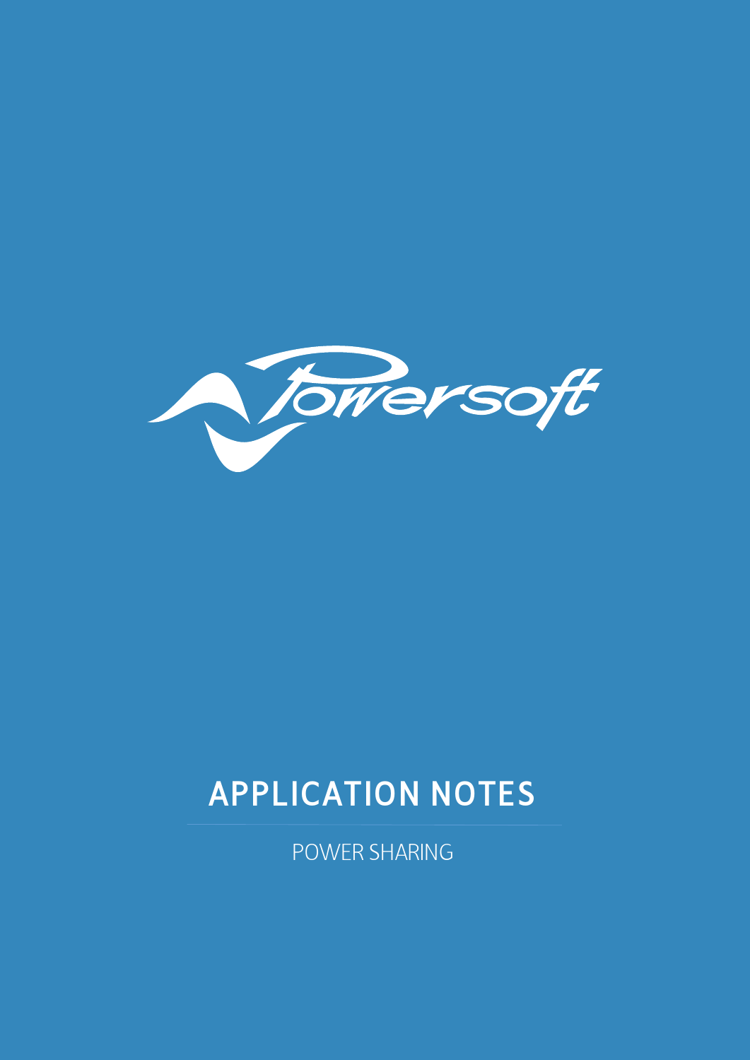Powersoft

# APPLICATION NOTES

POWER SHARING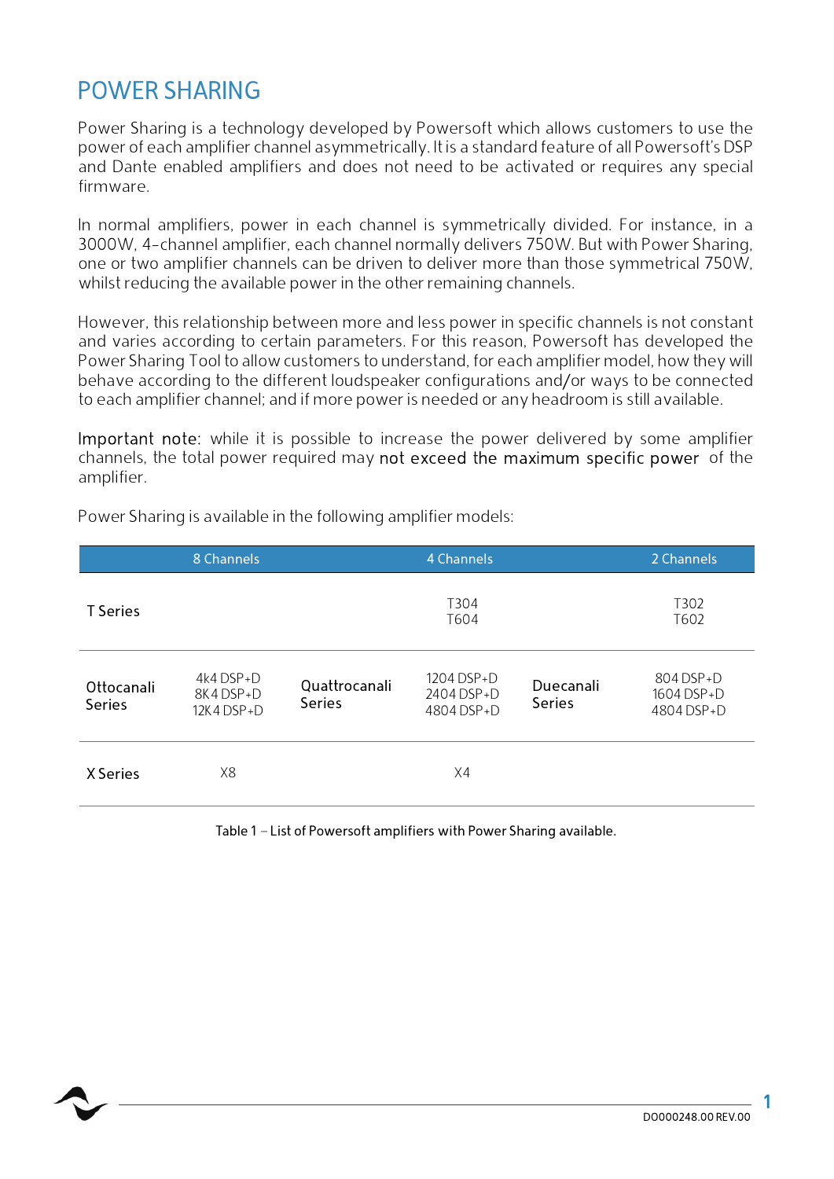# POWER SHARING

Power Sharing is a technology developed by Powersoft which allows customers to use the power of each amplifier channel asymmetrically. It is a standard feature of all Powersoft's DSP and Dante enabled amplifiers and does not need to be activated or requires any special firmware.

In normal amplifiers, power in each channel is symmetrically divided. For instance, in a 3000W, 4-channel amplifier, each channel normally delivers 750W. But with Power Sharing, one or two amplifier channels can be driven to deliver more than those symmetrical 750W, whilst reducing the available power in the other remaining channels.

However, this relationship between more and less power in specific channels is not constant and varies according to certain parameters. For this reason, Powersoft has developed the Power Sharing Tool to allow customers to understand, for each amplifier model, how they will behave according to the different loudspeaker configurations and/or ways to be connected to each amplifier channel; and if more power is needed or any headroom is still available.

Important note: while it is possible to increase the power delivered by some amplifier channels, the total power required may not exceed the maximum specific power of the amplifier.

Power Sharing is available in the following amplifier models:

| | 8 Channels | | 4 Channels | | 2 Channels |
|---|---|---|---|---|---|
| T Series | | | T304<br>T604 | | T302<br>T602 |
| Ottocanali Series | 4k4 DSP+D<br>8K4 DSP+D<br>12K4 DSP+D | Quattrocanali Series | 1204 DSP+D<br>2404 DSP+D<br>4804 DSP+D | Duecanali Series | 804 DSP+D<br>1604 DSP+D<br>4804 DSP+D |
| X Series | X8 | | X4 | | |

Table 1 – List of Powersoft amplifiers with Power Sharing available.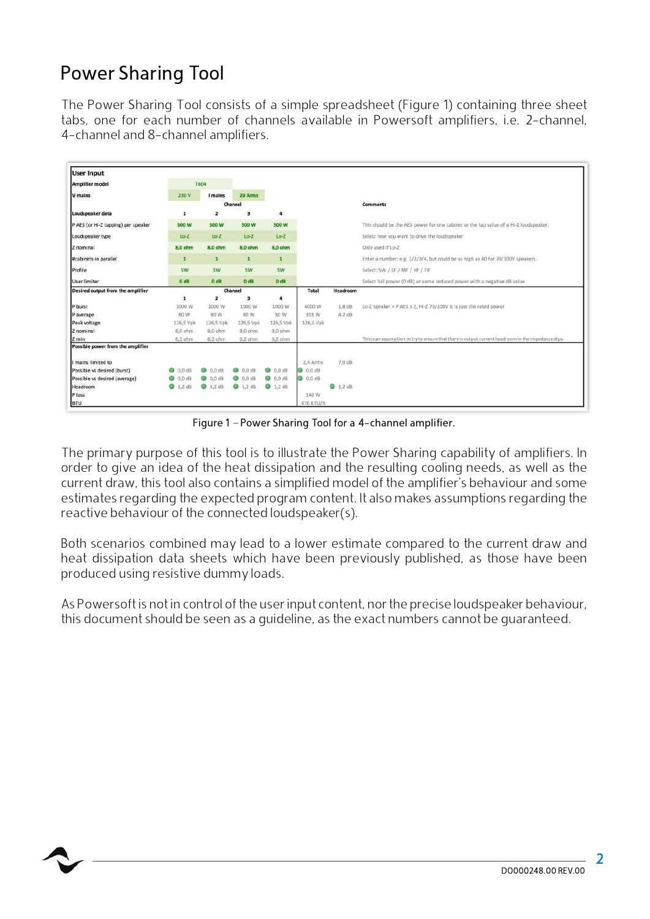# Power Sharing Tool

The Power Sharing Tool consists of a simple spreadsheet (Figure 1) containing three sheet tabs, one for each number of channels available in Powersoft amplifiers, i.e. 2-channel, 4-channel and 8-channel amplifiers.

| User Input | | | | | | | | |
|---|---|---|---|---|---|---|---|---|
| Amplifier model | T604 | | | | | | | |
| V mains | 230 V | I mains | 20 Arms | | | | | |
| | Channel | | | | | | | Comments |
| Loudspeaker data | 1 | 2 | 3 | 4 | | | | |
| P AES (or Hi-Z tapping) per speaker | 500 W | 500 W | 500 W | 500 W | | | | This should be the AES power for one cabinet or the tap value of a Hi-Z loudspeaker. |
| Loudspeaker type | Lo-Z | Lo-Z | Lo-Z | Lo-Z | | | | Select how you want to drive the loudspeaker |
| Z nominal | 8,0 ohm | 8,0 ohm | 8,0 ohm | 8,0 ohm | | | | Only used if Lo-Z |
| #cabinets in parallel | 1 | 1 | 1 | 1 | | | | Enter a number: e.g. 1/2/3/4, but could be as high as 40 for 70/100V speakers. |
| Profile | SW | SW | SW | SW | | | | Select: SW / LF / MF / HF / FR |
| User limiter | 0 dB | 0 dB | 0 dB | 0 dB | | | | Select full power (0 dB) or some reduced power with a negative dB value |
| Desired output from the amplifier | Channel | | | | Total | Headroom | | |
| | 1 | 2 | 3 | 4 | | | | |
| P burst | 1000 W | 1000 W | 1000 W | 1000 W | 4000 W | 1,8 dB | | Lo-Z speaker = P AES x 2, Hi-Z 70/100V it is just the rated power |
| P average | 80 W | 80 W | 80 W | 80 W | 318 W | 4,2 dB | | |
| Peak voltage | 126,5 Vpk | 126,5 Vpk | 126,5 Vpk | 126,5 Vpk | 126,5 Vpk | | | |
| Z nominal | 8,0 ohm | 8,0 ohm | 8,0 ohm | 8,0 ohm | | | | |
| Z min | 6,2 ohm | 6,2 ohm | 6,2 ohm | 6,2 ohm | | | | This is an assumption to try to ensure that there is output current headroom in the impedance dips. |
| Possible power from the amplifier | | | | | | | | |
| I mains limited to | | | | | 2,4 Arms | 7,9 dB | | |
| Possible vs desired (burst) | 0,0 dB | 0,0 dB | 0,0 dB | 0,0 dB | 0,0 dB | | | |
| Possible vs desired (average) | 0,0 dB | 0,0 dB | 0,0 dB | 0,0 dB | 0,0 dB | | | |
| Headroom | 1,2 dB | 1,2 dB | 1,2 dB | 1,2 dB | | 1,2 dB | | |
| P loss | | | | | 140 W | | | |
| BTU | | | | | 476 BTU/h | | | |

Figure 1 – Power Sharing Tool for a 4-channel amplifier.

The primary purpose of this tool is to illustrate the Power Sharing capability of amplifiers. In order to give an idea of the heat dissipation and the resulting cooling needs, as well as the current draw, this tool also contains a simplified model of the amplifier's behaviour and some estimates regarding the expected program content. It also makes assumptions regarding the reactive behaviour of the connected loudspeaker(s).

Both scenarios combined may lead to a lower estimate compared to the current draw and heat dissipation data sheets which have been previously published, as those have been produced using resistive dummy loads.

As Powersoft is not in control of the user input content, nor the precise loudspeaker behaviour, this document should be seen as a guideline, as the exact numbers cannot be guaranteed.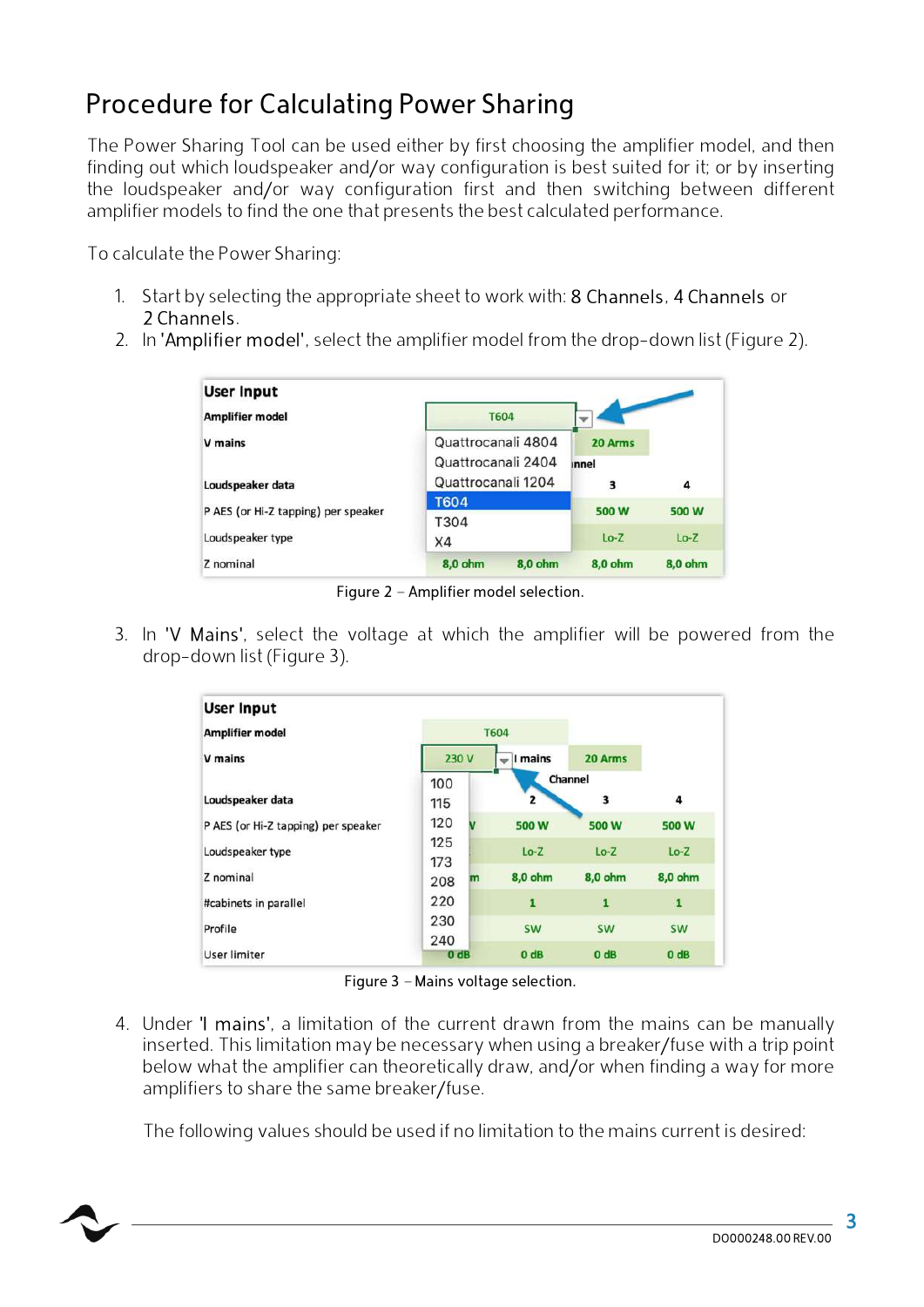# Procedure for Calculating Power Sharing

The Power Sharing Tool can be used either by first choosing the amplifier model, and then finding out which loudspeaker and/or way configuration is best suited for it; or by inserting the loudspeaker and/or way configuration first and then switching between different amplifier models to find the one that presents the best calculated performance.

To calculate the Power Sharing:

1. Start by selecting the appropriate sheet to work with: 8 Channels, 4 Channels or 2 Channels.
2. In 'Amplifier model', select the amplifier model from the drop-down list (Figure 2).

Figure 2 – Amplifier model selection.

3. In 'V Mains', select the voltage at which the amplifier will be powered from the drop-down list (Figure 3).

Figure 3 – Mains voltage selection.

4. Under 'I mains', a limitation of the current drawn from the mains can be manually inserted. This limitation may be necessary when using a breaker/fuse with a trip point below what the amplifier can theoretically draw, and/or when finding a way for more amplifiers to share the same breaker/fuse.

   The following values should be used if no limitation to the mains current is desired: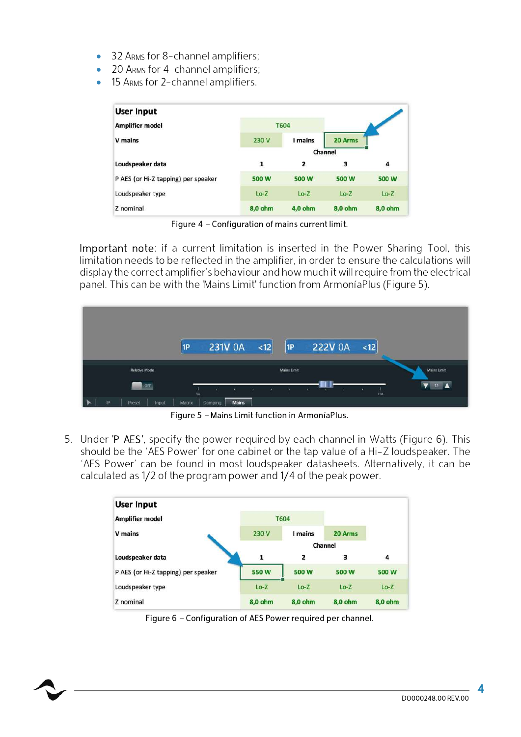- 32 ARMS for 8-channel amplifiers;
- 20 ARMS for 4-channel amplifiers;
- 15 ARMS for 2-channel amplifiers.

| User Input | | | | |
|---|---|---|---|---|
| Amplifier model | T604 | | | |
| V mains | 230 V | I mains | 20 Arms | |
| | Channel | | | |
| Loudspeaker data | 1 | 2 | 3 | 4 |
| P AES (or Hi-Z tapping) per speaker | 500 W | 500 W | 500 W | 500 W |
| Loudspeaker type | Lo-Z | Lo-Z | Lo-Z | Lo-Z |
| Z nominal | 8,0 ohm | 4,0 ohm | 8,0 ohm | 8,0 ohm |

Figure 4 – Configuration of mains current limit.

Important note: if a current limitation is inserted in the Power Sharing Tool, this limitation needs to be reflected in the amplifier, in order to ensure the calculations will display the correct amplifier's behaviour and how much it will require from the electrical panel. This can be with the 'Mains Limit' function from ArmoníaPlus (Figure 5).

Figure 5 – Mains Limit function in ArmoníaPlus.

5. Under 'P AES', specify the power required by each channel in Watts (Figure 6). This should be the 'AES Power' for one cabinet or the tap value of a Hi-Z loudspeaker. The 'AES Power' can be found in most loudspeaker datasheets. Alternatively, it can be calculated as 1/2 of the program power and 1/4 of the peak power.

| User Input | | | | |
|---|---|---|---|---|
| Amplifier model | T604 | | | |
| V mains | 230 V | I mains | 20 Arms | |
| | Channel | | | |
| Loudspeaker data | 1 | 2 | 3 | 4 |
| P AES (or Hi-Z tapping) per speaker | 550 W | 500 W | 500 W | 500 W |
| Loudspeaker type | Lo-Z | Lo-Z | Lo-Z | Lo-Z |
| Z nominal | 8,0 ohm | 8,0 ohm | 8,0 ohm | 8,0 ohm |

Figure 6 – Configuration of AES Power required per channel.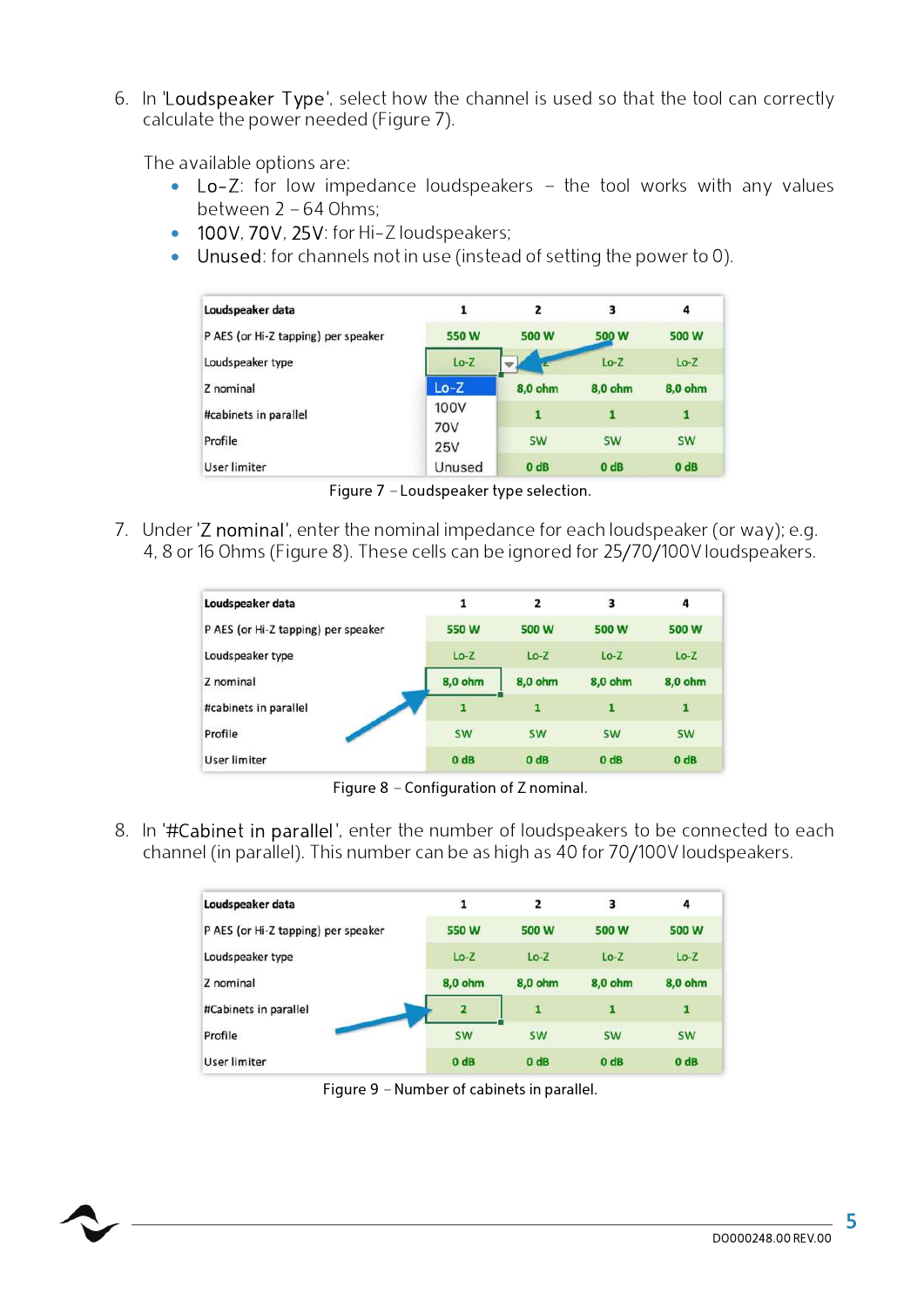6. In 'Loudspeaker Type', select how the channel is used so that the tool can correctly calculate the power needed (Figure 7).

   The available options are:
   - Lo-Z: for low impedance loudspeakers – the tool works with any values between 2 – 64 Ohms;
   - 100V, 70V, 25V: for Hi-Z loudspeakers;
   - Unused: for channels not in use (instead of setting the power to 0).

| Loudspeaker data | 1 | 2 | 3 | 4 |
|---|---|---|---|---|
| P AES (or Hi-Z tapping) per speaker | 550 W | 500 W | 500 W | 500 W |
| Loudspeaker type | Lo-Z | Lo-Z | Lo-Z | Lo-Z |
| Z nominal | Lo-Z | 8,0 ohm | 8,0 ohm | 8,0 ohm |
| #cabinets in parallel | 100V | 1 | 1 | 1 |
| Profile | 70V / 25V | SW | SW | SW |
| User limiter | Unused | 0 dB | 0 dB | 0 dB |

Figure 7 – Loudspeaker type selection.

7. Under 'Z nominal', enter the nominal impedance for each loudspeaker (or way); e.g. 4, 8 or 16 Ohms (Figure 8). These cells can be ignored for 25/70/100V loudspeakers.

| Loudspeaker data | 1 | 2 | 3 | 4 |
|---|---|---|---|---|
| P AES (or Hi-Z tapping) per speaker | 550 W | 500 W | 500 W | 500 W |
| Loudspeaker type | Lo-Z | Lo-Z | Lo-Z | Lo-Z |
| Z nominal | 8,0 ohm | 8,0 ohm | 8,0 ohm | 8,0 ohm |
| #cabinets in parallel | 1 | 1 | 1 | 1 |
| Profile | SW | SW | SW | SW |
| User limiter | 0 dB | 0 dB | 0 dB | 0 dB |

Figure 8 – Configuration of Z nominal.

8. In '#Cabinet in parallel', enter the number of loudspeakers to be connected to each channel (in parallel). This number can be as high as 40 for 70/100V loudspeakers.

| Loudspeaker data | 1 | 2 | 3 | 4 |
|---|---|---|---|---|
| P AES (or Hi-Z tapping) per speaker | 550 W | 500 W | 500 W | 500 W |
| Loudspeaker type | Lo-Z | Lo-Z | Lo-Z | Lo-Z |
| Z nominal | 8,0 ohm | 8,0 ohm | 8,0 ohm | 8,0 ohm |
| #Cabinets in parallel | 2 | 1 | 1 | 1 |
| Profile | SW | SW | SW | SW |
| User limiter | 0 dB | 0 dB | 0 dB | 0 dB |

Figure 9 – Number of cabinets in parallel.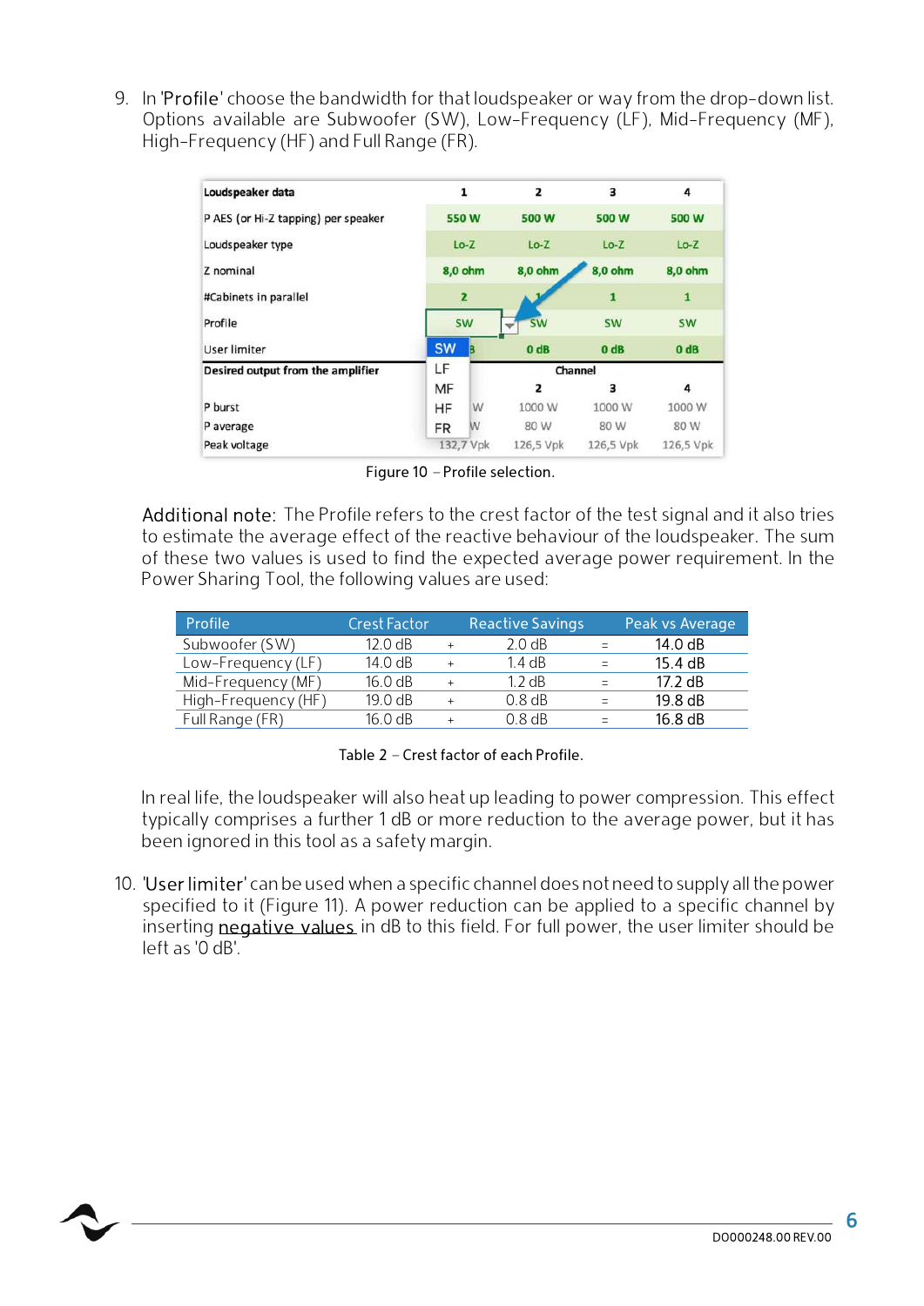9. In 'Profile' choose the bandwidth for that loudspeaker or way from the drop-down list. Options available are Subwoofer (SW), Low-Frequency (LF), Mid-Frequency (MF), High-Frequency (HF) and Full Range (FR).

Figure 10 – Profile selection.

Additional note: The Profile refers to the crest factor of the test signal and it also tries to estimate the average effect of the reactive behaviour of the loudspeaker. The sum of these two values is used to find the expected average power requirement. In the Power Sharing Tool, the following values are used:

| Profile | Crest Factor | | Reactive Savings | | Peak vs Average |
|---|---|---|---|---|---|
| Subwoofer (SW) | 12.0 dB | + | 2.0 dB | = | 14.0 dB |
| Low-Frequency (LF) | 14.0 dB | + | 1.4 dB | = | 15.4 dB |
| Mid-Frequency (MF) | 16.0 dB | + | 1.2 dB | = | 17.2 dB |
| High-Frequency (HF) | 19.0 dB | + | 0.8 dB | = | 19.8 dB |
| Full Range (FR) | 16.0 dB | + | 0.8 dB | = | 16.8 dB |

Table 2 – Crest factor of each Profile.

In real life, the loudspeaker will also heat up leading to power compression. This effect typically comprises a further 1 dB or more reduction to the average power, but it has been ignored in this tool as a safety margin.

10. 'User limiter' can be used when a specific channel does not need to supply all the power specified to it (Figure 11). A power reduction can be applied to a specific channel by inserting negative values in dB to this field. For full power, the user limiter should be left as '0 dB'.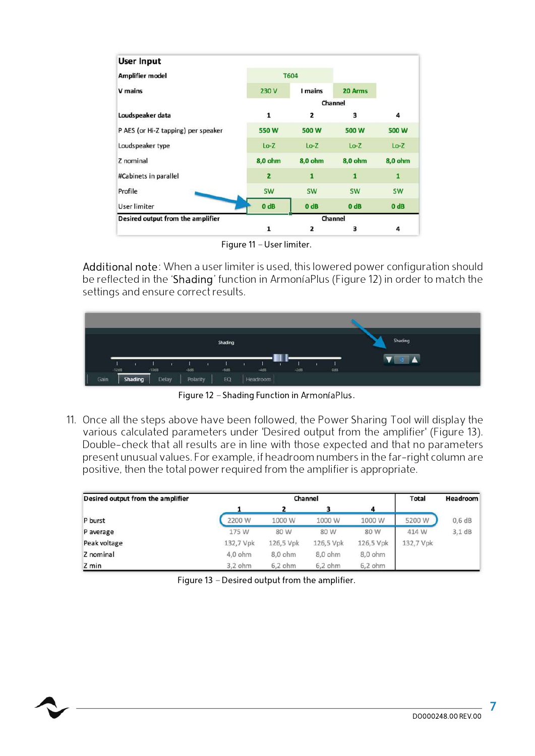| User Input | | | | |
|---|---|---|---|---|
| Amplifier model | T604 | | | |
| V mains | 230 V | I mains | 20 Arms | |
| | Channel | | | |
| Loudspeaker data | 1 | 2 | 3 | 4 |
| P AES (or Hi-Z tapping) per speaker | 550 W | 500 W | 500 W | 500 W |
| Loudspeaker type | Lo-Z | Lo-Z | Lo-Z | Lo-Z |
| Z nominal | 8,0 ohm | 8,0 ohm | 8,0 ohm | 8,0 ohm |
| #Cabinets in parallel | 2 | 1 | 1 | 1 |
| Profile | SW | SW | SW | SW |
| User limiter | 0 dB | 0 dB | 0 dB | 0 dB |
| Desired output from the amplifier | Channel | | | |
| | 1 | 2 | 3 | 4 |

Figure 11 – User limiter.

Additional note: When a user limiter is used, this lowered power configuration should be reflected in the 'Shading' function in ArmoníaPlus (Figure 12) in order to match the settings and ensure correct results.

Figure 12 – Shading Function in ArmoníaPlus.

11. Once all the steps above have been followed, the Power Sharing Tool will display the various calculated parameters under 'Desired output from the amplifier' (Figure 13). Double-check that all results are in line with those expected and that no parameters present unusual values. For example, if headroom numbers in the far-right column are positive, then the total power required from the amplifier is appropriate.

| Desired output from the amplifier | Channel | | | | Total | Headroom |
|---|---|---|---|---|---|---|
| | 1 | 2 | 3 | 4 | | |
| P burst | 2200 W | 1000 W | 1000 W | 1000 W | 5200 W | 0,6 dB |
| P average | 175 W | 80 W | 80 W | 80 W | 414 W | 3,1 dB |
| Peak voltage | 132,7 Vpk | 126,5 Vpk | 126,5 Vpk | 126,5 Vpk | 132,7 Vpk | |
| Z nominal | 4,0 ohm | 8,0 ohm | 8,0 ohm | 8,0 ohm | | |
| Z min | 3,2 ohm | 6,2 ohm | 6,2 ohm | 6,2 ohm | | |

Figure 13 – Desired output from the amplifier.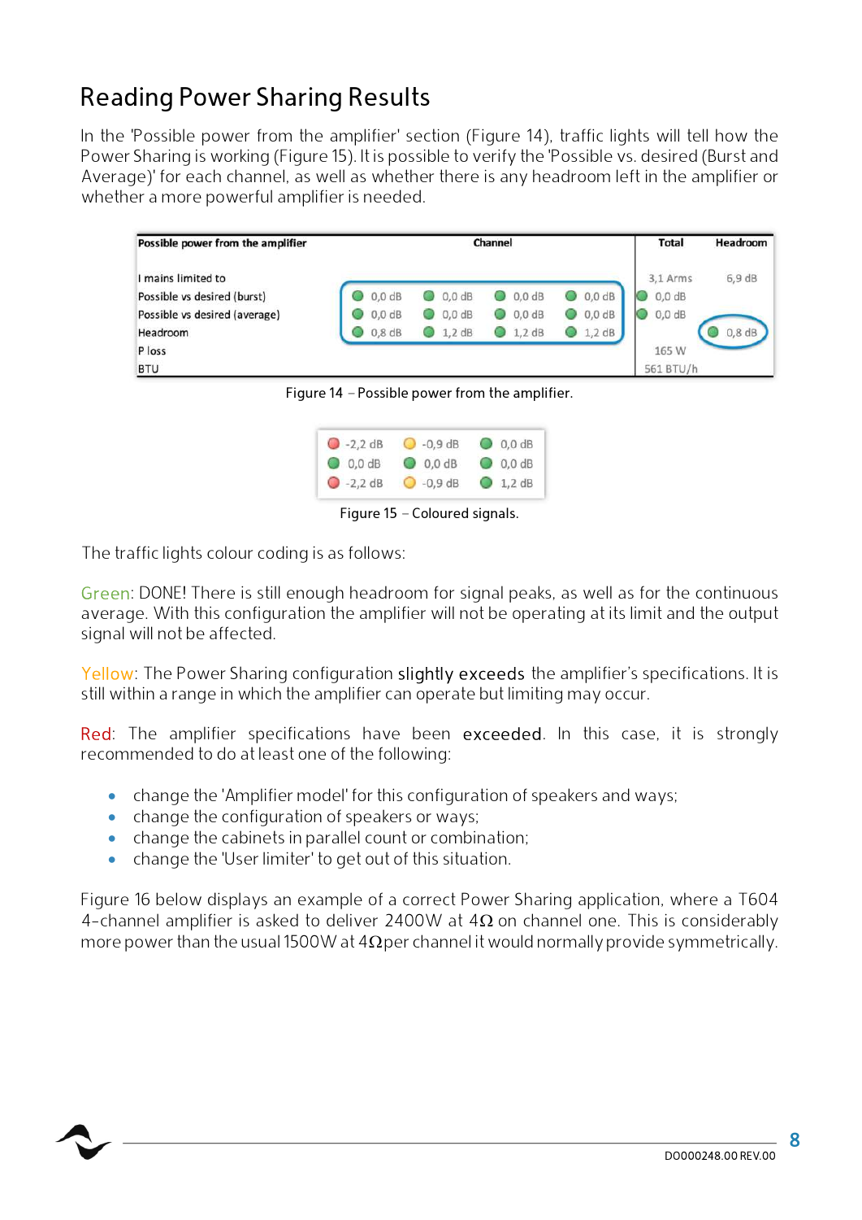# Reading Power Sharing Results

In the 'Possible power from the amplifier' section (Figure 14), traffic lights will tell how the Power Sharing is working (Figure 15). It is possible to verify the 'Possible vs. desired (Burst and Average)' for each channel, as well as whether there is any headroom left in the amplifier or whether a more powerful amplifier is needed.

| Possible power from the amplifier | Channel | | | | Total | Headroom |
|---|---|---|---|---|---|---|
| I mains limited to | | | | | 3,1 Arms | 6,9 dB |
| Possible vs desired (burst) | 0,0 dB | 0,0 dB | 0,0 dB | 0,0 dB | 0,0 dB | |
| Possible vs desired (average) | 0,0 dB | 0,0 dB | 0,0 dB | 0,0 dB | 0,0 dB | |
| Headroom | 0,8 dB | 1,2 dB | 1,2 dB | 1,2 dB | | 0,8 dB |
| P loss | | | | | 165 W | |
| BTU | | | | | 561 BTU/h | |

Figure 14 – Possible power from the amplifier.

| | | |
|---|---|---|
| -2,2 dB | -0,9 dB | 0,0 dB |
| 0,0 dB | 0,0 dB | 0,0 dB |
| -2,2 dB | -0,9 dB | 1,2 dB |

Figure 15 – Coloured signals.

The traffic lights colour coding is as follows:

Green: DONE! There is still enough headroom for signal peaks, as well as for the continuous average. With this configuration the amplifier will not be operating at its limit and the output signal will not be affected.

Yellow: The Power Sharing configuration slightly exceeds the amplifier's specifications. It is still within a range in which the amplifier can operate but limiting may occur.

Red: The amplifier specifications have been exceeded. In this case, it is strongly recommended to do at least one of the following:

- change the 'Amplifier model' for this configuration of speakers and ways;
- change the configuration of speakers or ways;
- change the cabinets in parallel count or combination;
- change the 'User limiter' to get out of this situation.

Figure 16 below displays an example of a correct Power Sharing application, where a T604 4-channel amplifier is asked to deliver 2400W at 4Ω on channel one. This is considerably more power than the usual 1500W at 4Ω per channel it would normally provide symmetrically.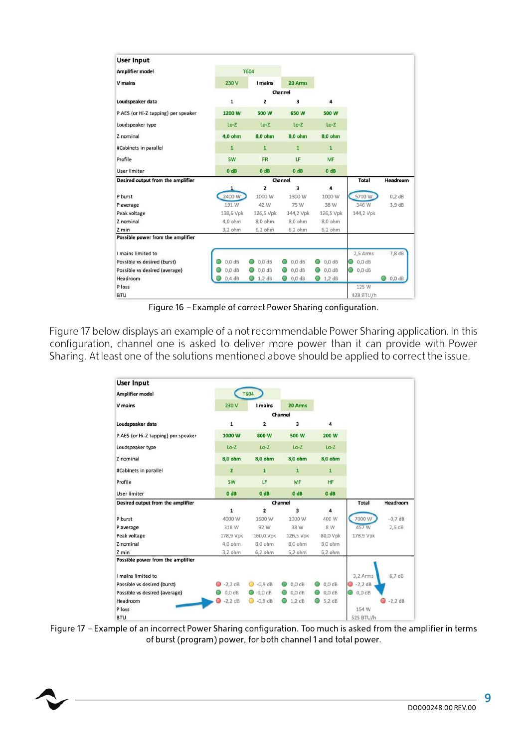| User Input | | | | | | |
|---|---|---|---|---|---|---|
| Amplifier model | T604 | | | | | |
| V mains | 230 V | I mains | 20 Arms | | | |
| | Channel | | | | | |
| Loudspeaker data | 1 | 2 | 3 | 4 | | |
| P AES (or Hi-Z tapping) per speaker | 1200 W | 500 W | 650 W | 500 W | | |
| Loudspeaker type | Lo-Z | Lo-Z | Lo-Z | Lo-Z | | |
| Z nominal | 4,0 ohm | 8,0 ohm | 8,0 ohm | 8,0 ohm | | |
| #Cabinets in parallel | 1 | 1 | 1 | 1 | | |
| Profile | SW | FR | LF | MF | | |
| User limiter | 0 dB | 0 dB | 0 dB | 0 dB | | |
| **Desired output from the amplifier** | Channel | | | | Total | Headroom |
| | 1 | 2 | 3 | 4 | | |
| P burst | 2400 W | 1000 W | 1300 W | 1000 W | 5700 W | 0,2 dB |
| P average | 191 W | 42 W | 75 W | 38 W | 346 W | 3,9 dB |
| Peak voltage | 138,6 Vpk | 126,5 Vpk | 144,2 Vpk | 126,5 Vpk | 144,2 Vpk | |
| Z nominal | 4,0 ohm | 8,0 ohm | 8,0 ohm | 8,0 ohm | | |
| Z min | 3,2 ohm | 6,2 ohm | 6,2 ohm | 6,2 ohm | | |
| **Possible power from the amplifier** | | | | | | |
| I mains limited to | | | | | 2,5 Arms | 7,8 dB |
| Possible vs desired (burst) | 0,0 dB | 0,0 dB | 0,0 dB | 0,0 dB | 0,0 dB | |
| Possible vs desired (average) | 0,0 dB | 0,0 dB | 0,0 dB | 0,0 dB | 0,0 dB | |
| Headroom | 0,4 dB | 1,2 dB | 0,0 dB | 1,2 dB | | 0,0 dB |
| P loss | | | | | 125 W | |
| BTU | | | | | 428 BTU/h | |

Figure 16 – Example of correct Power Sharing configuration.

Figure 17 below displays an example of a not recommendable Power Sharing application. In this configuration, channel one is asked to deliver more power than it can provide with Power Sharing. At least one of the solutions mentioned above should be applied to correct the issue.

| User Input | | | | | | |
|---|---|---|---|---|---|---|
| Amplifier model | T604 | | | | | |
| V mains | 230 V | I mains | 20 Arms | | | |
| | Channel | | | | | |
| Loudspeaker data | 1 | 2 | 3 | 4 | | |
| P AES (or Hi-Z tapping) per speaker | 1000 W | 800 W | 500 W | 200 W | | |
| Loudspeaker type | Lo-Z | Lo-Z | Lo-Z | Lo-Z | | |
| Z nominal | 8,0 ohm | 8,0 ohm | 8,0 ohm | 8,0 ohm | | |
| #Cabinets in parallel | 2 | 1 | 1 | 1 | | |
| Profile | SW | LF | MF | HF | | |
| User limiter | 0 dB | 0 dB | 0 dB | 0 dB | | |
| **Desired output from the amplifier** | Channel | | | | Total | Headroom |
| | 1 | 2 | 3 | 4 | | |
| P burst | 4000 W | 1600 W | 1000 W | 400 W | 7000 W | -0,7 dB |
| P average | 318 W | 92 W | 38 W | 8 W | 457 W | 2,6 dB |
| Peak voltage | 178,9 Vpk | 160,0 Vpk | 126,5 Vpk | 80,0 Vpk | 178,9 Vpk | |
| Z nominal | 4,0 ohm | 8,0 ohm | 8,0 ohm | 8,0 ohm | | |
| Z min | 3,2 ohm | 6,2 ohm | 6,2 ohm | 6,2 ohm | | |
| **Possible power from the amplifier** | | | | | | |
| I mains limited to | | | | | 3,2 Arms | 6,7 dB |
| Possible vs desired (burst) | -2,2 dB | -0,9 dB | 0,0 dB | 0,0 dB | -2,2 dB | |
| Possible vs desired (average) | 0,0 dB | 0,0 dB | 0,0 dB | 0,0 dB | 0,0 dB | |
| Headroom | -2,2 dB | -0,9 dB | 1,2 dB | 5,2 dB | | -2,2 dB |
| P loss | | | | | 154 W | |
| BTU | | | | | 525 BTU/h | |

Figure 17 – Example of an incorrect Power Sharing configuration. Too much is asked from the amplifier in terms of burst (program) power, for both channel 1 and total power.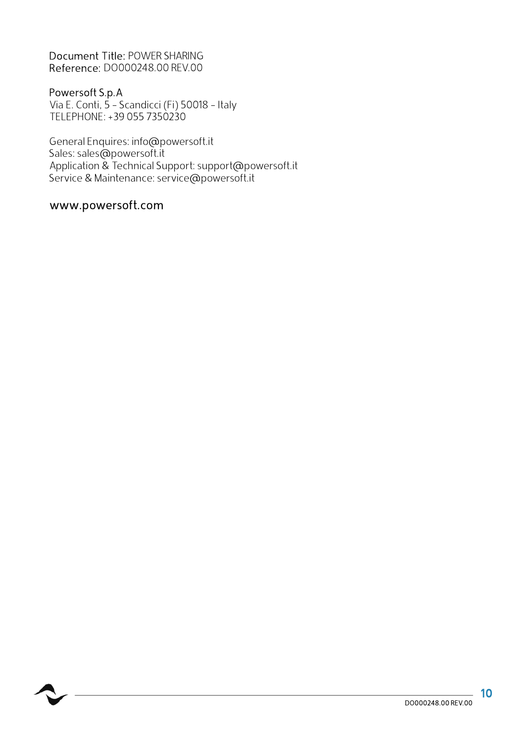Document Title: POWER SHARING
Reference: DO000248.00 REV.00

Powersoft S.p.A
Via E. Conti, 5 – Scandicci (Fi) 50018 – Italy
TELEPHONE: +39 055 7350230

General Enquires: info@powersoft.it
Sales: sales@powersoft.it
Application & Technical Support: support@powersoft.it
Service & Maintenance: service@powersoft.it

www.powersoft.com